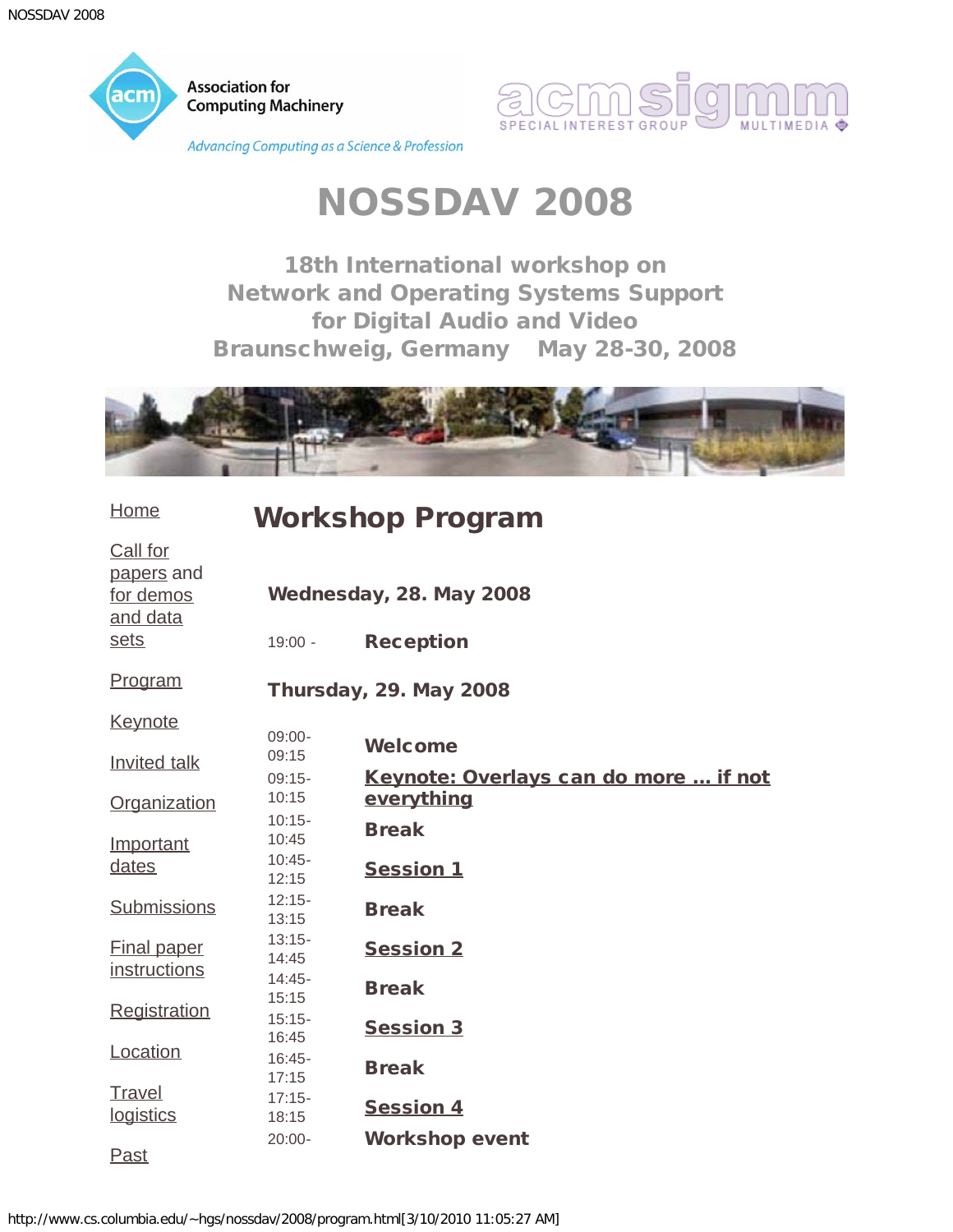# NOSSDAV 2008

## 18th International workshop on Network and Operating Systems Support for Digital Audio and Video
## Braunschweig, Germany May 28-30, 2008

- Home
- Call for papers and for demos and data sets
- Program
- Keynote
- Invited talk
- Organization
- Important dates
- Submissions
- Final paper instructions
- Registration
- Location
- Travel logistics
- Past

## Workshop Program

### Wednesday, 28. May 2008

| | |
|---|---|
| 19:00 - | **Reception** |

### Thursday, 29. May 2008

| | |
|---|---|
| 09:00-09:15 | **Welcome** |
| 09:15-10:15 | **Keynote: Overlays can do more ... if not everything** |
| 10:15-10:45 | **Break** |
| 10:45-12:15 | **Session 1** |
| 12:15-13:15 | **Break** |
| 13:15-14:45 | **Session 2** |
| 14:45-15:15 | **Break** |
| 15:15-16:45 | **Session 3** |
| 16:45-17:15 | **Break** |
| 17:15-18:15 | **Session 4** |
| 20:00- | **Workshop event** |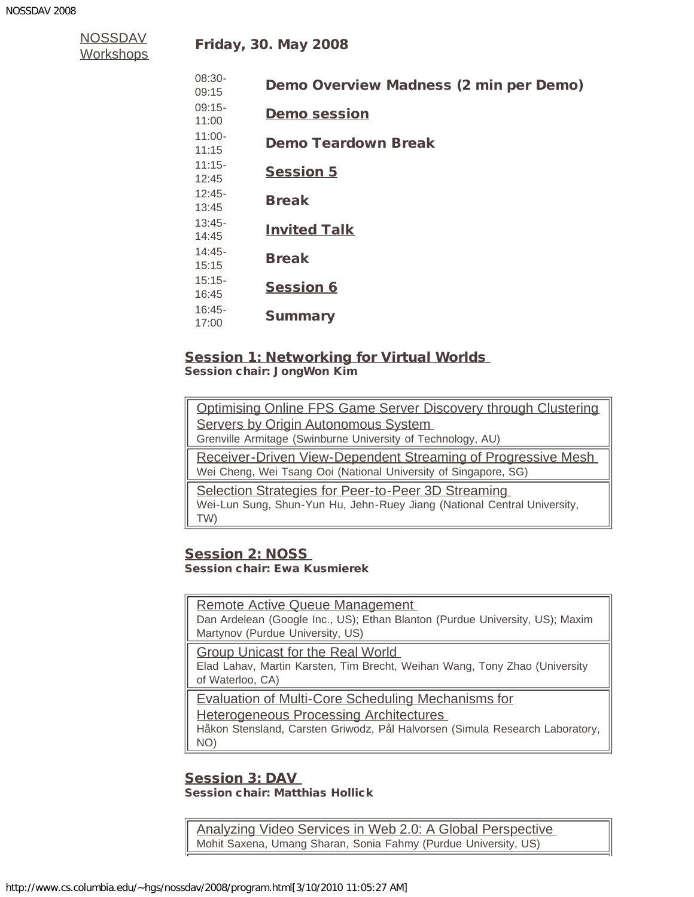[NOSSDAV Workshops](#)

**Friday, 30. May 2008**

| | |
|---|---|
| 08:30-09:15 | **Demo Overview Madness (2 min per Demo)** |
| 09:15-11:00 | **[Demo session](#)** |
| 11:00-11:15 | **Demo Teardown Break** |
| 11:15-12:45 | **[Session 5](#)** |
| 12:45-13:45 | **Break** |
| 13:45-14:45 | **[Invited Talk](#)** |
| 14:45-15:15 | **Break** |
| 15:15-16:45 | **[Session 6](#)** |
| 16:45-17:00 | **Summary** |

## Session 1: Networking for Virtual Worlds

**Session chair: JongWon Kim**

Optimising Online FPS Game Server Discovery through Clustering Servers by Origin Autonomous System
Grenville Armitage (Swinburne University of Technology, AU)

Receiver-Driven View-Dependent Streaming of Progressive Mesh
Wei Cheng, Wei Tsang Ooi (National University of Singapore, SG)

Selection Strategies for Peer-to-Peer 3D Streaming
Wei-Lun Sung, Shun-Yun Hu, Jehn-Ruey Jiang (National Central University, TW)

## Session 2: NOSS

**Session chair: Ewa Kusmierek**

Remote Active Queue Management
Dan Ardelean (Google Inc., US); Ethan Blanton (Purdue University, US); Maxim Martynov (Purdue University, US)

Group Unicast for the Real World
Elad Lahav, Martin Karsten, Tim Brecht, Weihan Wang, Tony Zhao (University of Waterloo, CA)

Evaluation of Multi-Core Scheduling Mechanisms for Heterogeneous Processing Architectures
Håkon Stensland, Carsten Griwodz, Pål Halvorsen (Simula Research Laboratory, NO)

## Session 3: DAV

**Session chair: Matthias Hollick**

Analyzing Video Services in Web 2.0: A Global Perspective
Mohit Saxena, Umang Sharan, Sonia Fahmy (Purdue University, US)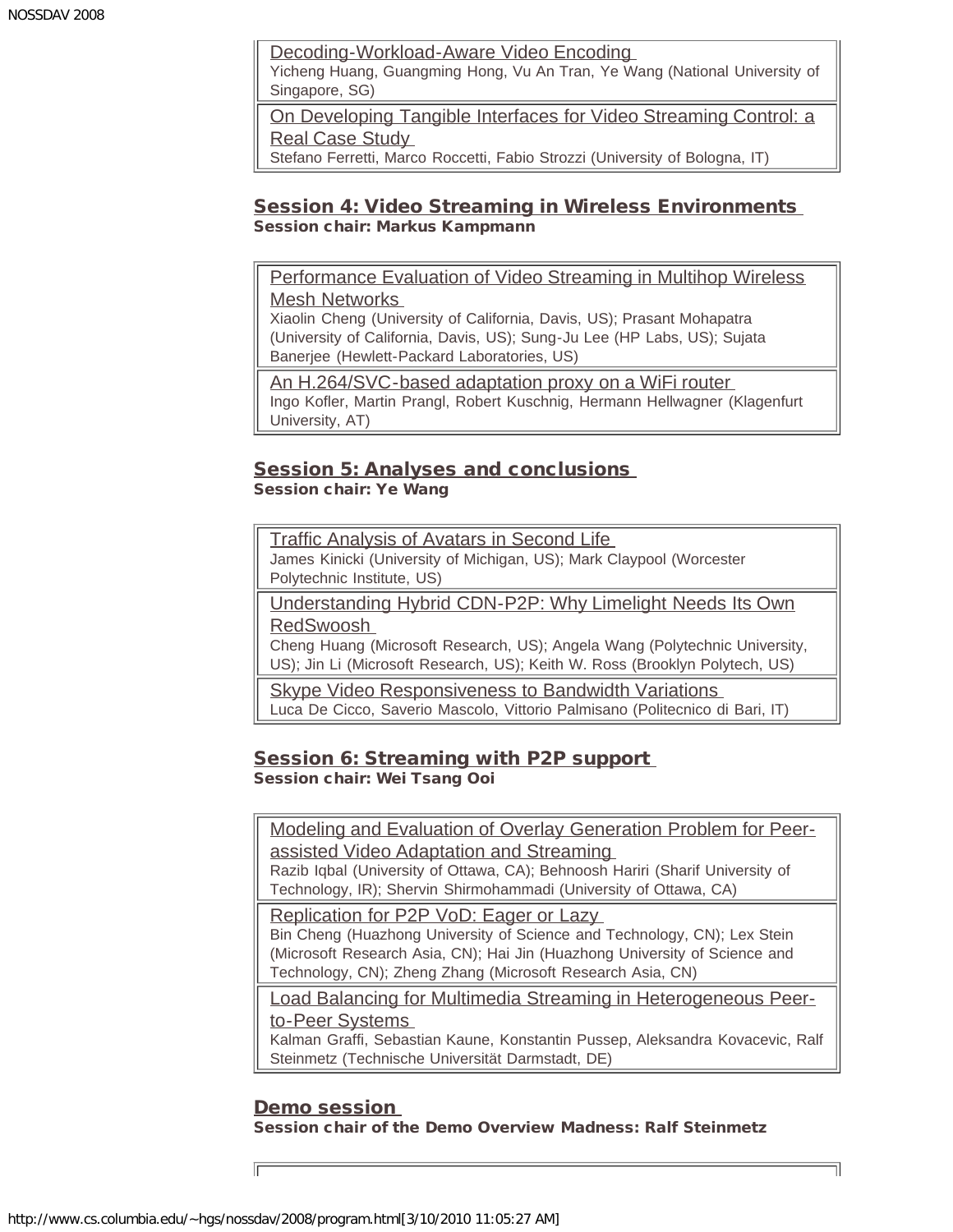Decoding-Workload-Aware Video Encoding
Yicheng Huang, Guangming Hong, Vu An Tran, Ye Wang (National University of Singapore, SG)

On Developing Tangible Interfaces for Video Streaming Control: a Real Case Study
Stefano Ferretti, Marco Roccetti, Fabio Strozzi (University of Bologna, IT)

## Session 4: Video Streaming in Wireless Environments

**Session chair: Markus Kampmann**

Performance Evaluation of Video Streaming in Multihop Wireless Mesh Networks
Xiaolin Cheng (University of California, Davis, US); Prasant Mohapatra (University of California, Davis, US); Sung-Ju Lee (HP Labs, US); Sujata Banerjee (Hewlett-Packard Laboratories, US)

An H.264/SVC-based adaptation proxy on a WiFi router
Ingo Kofler, Martin Prangl, Robert Kuschnig, Hermann Hellwagner (Klagenfurt University, AT)

## Session 5: Analyses and conclusions

**Session chair: Ye Wang**

Traffic Analysis of Avatars in Second Life
James Kinicki (University of Michigan, US); Mark Claypool (Worcester Polytechnic Institute, US)

Understanding Hybrid CDN-P2P: Why Limelight Needs Its Own RedSwoosh
Cheng Huang (Microsoft Research, US); Angela Wang (Polytechnic University, US); Jin Li (Microsoft Research, US); Keith W. Ross (Brooklyn Polytech, US)

Skype Video Responsiveness to Bandwidth Variations
Luca De Cicco, Saverio Mascolo, Vittorio Palmisano (Politecnico di Bari, IT)

## Session 6: Streaming with P2P support

**Session chair: Wei Tsang Ooi**

Modeling and Evaluation of Overlay Generation Problem for Peer-assisted Video Adaptation and Streaming
Razib Iqbal (University of Ottawa, CA); Behnoosh Hariri (Sharif University of Technology, IR); Shervin Shirmohammadi (University of Ottawa, CA)

Replication for P2P VoD: Eager or Lazy
Bin Cheng (Huazhong University of Science and Technology, CN); Lex Stein (Microsoft Research Asia, CN); Hai Jin (Huazhong University of Science and Technology, CN); Zheng Zhang (Microsoft Research Asia, CN)

Load Balancing for Multimedia Streaming in Heterogeneous Peer-to-Peer Systems
Kalman Graffi, Sebastian Kaune, Konstantin Pussep, Aleksandra Kovacevic, Ralf Steinmetz (Technische Universität Darmstadt, DE)

## Demo session

**Session chair of the Demo Overview Madness: Ralf Steinmetz**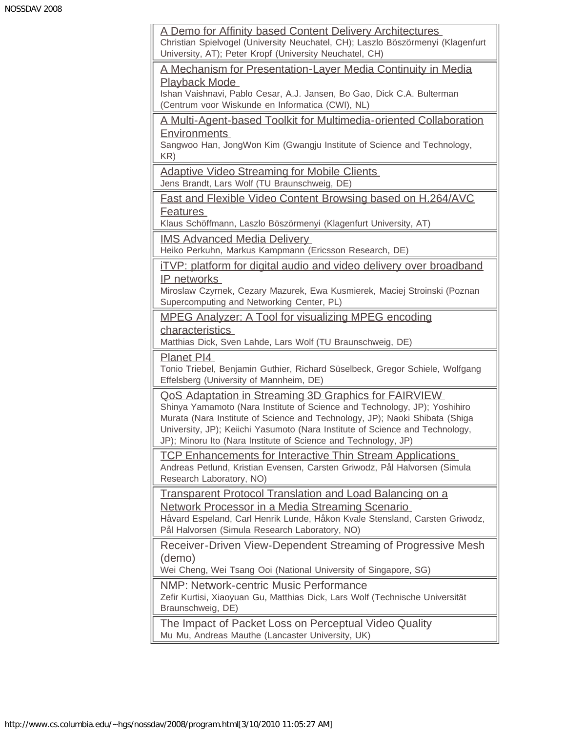A Demo for Affinity based Content Delivery Architectures
Christian Spielvogel (University Neuchatel, CH); Laszlo Böszörmenyi (Klagenfurt University, AT); Peter Kropf (University Neuchatel, CH)

A Mechanism for Presentation-Layer Media Continuity in Media Playback Mode
Ishan Vaishnavi, Pablo Cesar, A.J. Jansen, Bo Gao, Dick C.A. Bulterman (Centrum voor Wiskunde en Informatica (CWI), NL)

A Multi-Agent-based Toolkit for Multimedia-oriented Collaboration Environments
Sangwoo Han, JongWon Kim (Gwangju Institute of Science and Technology, KR)

Adaptive Video Streaming for Mobile Clients
Jens Brandt, Lars Wolf (TU Braunschweig, DE)

Fast and Flexible Video Content Browsing based on H.264/AVC Features
Klaus Schöffmann, Laszlo Böszörmenyi (Klagenfurt University, AT)

IMS Advanced Media Delivery
Heiko Perkuhn, Markus Kampmann (Ericsson Research, DE)

iTVP: platform for digital audio and video delivery over broadband IP networks
Miroslaw Czyrnek, Cezary Mazurek, Ewa Kusmierek, Maciej Stroinski (Poznan Supercomputing and Networking Center, PL)

MPEG Analyzer: A Tool for visualizing MPEG encoding characteristics
Matthias Dick, Sven Lahde, Lars Wolf (TU Braunschweig, DE)

Planet PI4
Tonio Triebel, Benjamin Guthier, Richard Süselbeck, Gregor Schiele, Wolfgang Effelsberg (University of Mannheim, DE)

QoS Adaptation in Streaming 3D Graphics for FAIRVIEW
Shinya Yamamoto (Nara Institute of Science and Technology, JP); Yoshihiro Murata (Nara Institute of Science and Technology, JP); Naoki Shibata (Shiga University, JP); Keiichi Yasumoto (Nara Institute of Science and Technology, JP); Minoru Ito (Nara Institute of Science and Technology, JP)

TCP Enhancements for Interactive Thin Stream Applications
Andreas Petlund, Kristian Evensen, Carsten Griwodz, Pål Halvorsen (Simula Research Laboratory, NO)

Transparent Protocol Translation and Load Balancing on a Network Processor in a Media Streaming Scenario
Håvard Espeland, Carl Henrik Lunde, Håkon Kvale Stensland, Carsten Griwodz, Pål Halvorsen (Simula Research Laboratory, NO)

Receiver-Driven View-Dependent Streaming of Progressive Mesh (demo)
Wei Cheng, Wei Tsang Ooi (National University of Singapore, SG)

NMP: Network-centric Music Performance
Zefir Kurtisi, Xiaoyuan Gu, Matthias Dick, Lars Wolf (Technische Universität Braunschweig, DE)

The Impact of Packet Loss on Perceptual Video Quality
Mu Mu, Andreas Mauthe (Lancaster University, UK)